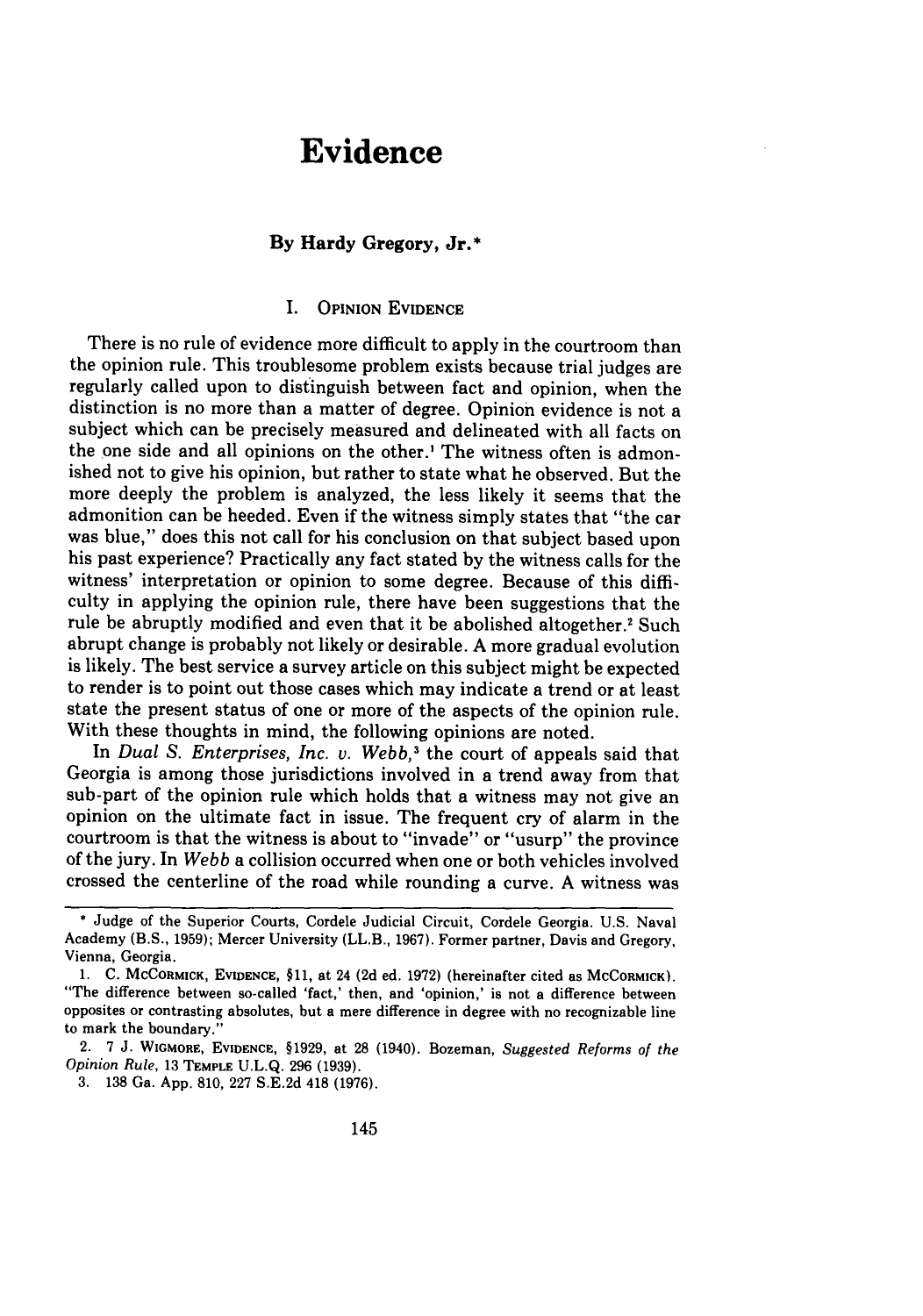# Evidence

### By Hardy Gregory, Jr.*

## I. Opinion Evidence

There is no rule of evidence more difficult to apply in the courtroom than the opinion rule. This troublesome problem exists because trial judges are regularly called upon to distinguish between fact and opinion, when the distinction is no more than a matter of degree. Opinion evidence is not a subject which can be precisely measured and delineated with all facts on the one side and all opinions on the other.[1] The witness often is admonished not to give his opinion, but rather to state what he observed. But the more deeply the problem is analyzed, the less likely it seems that the admonition can be heeded. Even if the witness simply states that "the car was blue," does this not call for his conclusion on that subject based upon his past experience? Practically any fact stated by the witness calls for the witness' interpretation or opinion to some degree. Because of this difficulty in applying the opinion rule, there have been suggestions that the rule be abruptly modified and even that it be abolished altogether.[2] Such abrupt change is probably not likely or desirable. A more gradual evolution is likely. The best service a survey article on this subject might be expected to render is to point out those cases which may indicate a trend or at least state the present status of one or more of the aspects of the opinion rule. With these thoughts in mind, the following opinions are noted.

In *Dual S. Enterprises, Inc. v. Webb*,[3] the court of appeals said that Georgia is among those jurisdictions involved in a trend away from that sub-part of the opinion rule which holds that a witness may not give an opinion on the ultimate fact in issue. The frequent cry of alarm in the courtroom is that the witness is about to "invade" or "usurp" the province of the jury. In *Webb* a collision occurred when one or both vehicles involved crossed the centerline of the road while rounding a curve. A witness was

---

\* Judge of the Superior Courts, Cordele Judicial Circuit, Cordele Georgia. U.S. Naval Academy (B.S., 1959); Mercer University (LL.B., 1967). Former partner, Davis and Gregory, Vienna, Georgia.

1. C. McCormick, Evidence, §11, at 24 (2d ed. 1972) (hereinafter cited as McCormick). "The difference between so-called 'fact,' then, and 'opinion,' is not a difference between opposites or contrasting absolutes, but a mere difference in degree with no recognizable line to mark the boundary."

2. 7 J. Wigmore, Evidence, §1929, at 28 (1940). Bozeman, *Suggested Reforms of the Opinion Rule*, 13 Temple U.L.Q. 296 (1939).

3. 138 Ga. App. 810, 227 S.E.2d 418 (1976).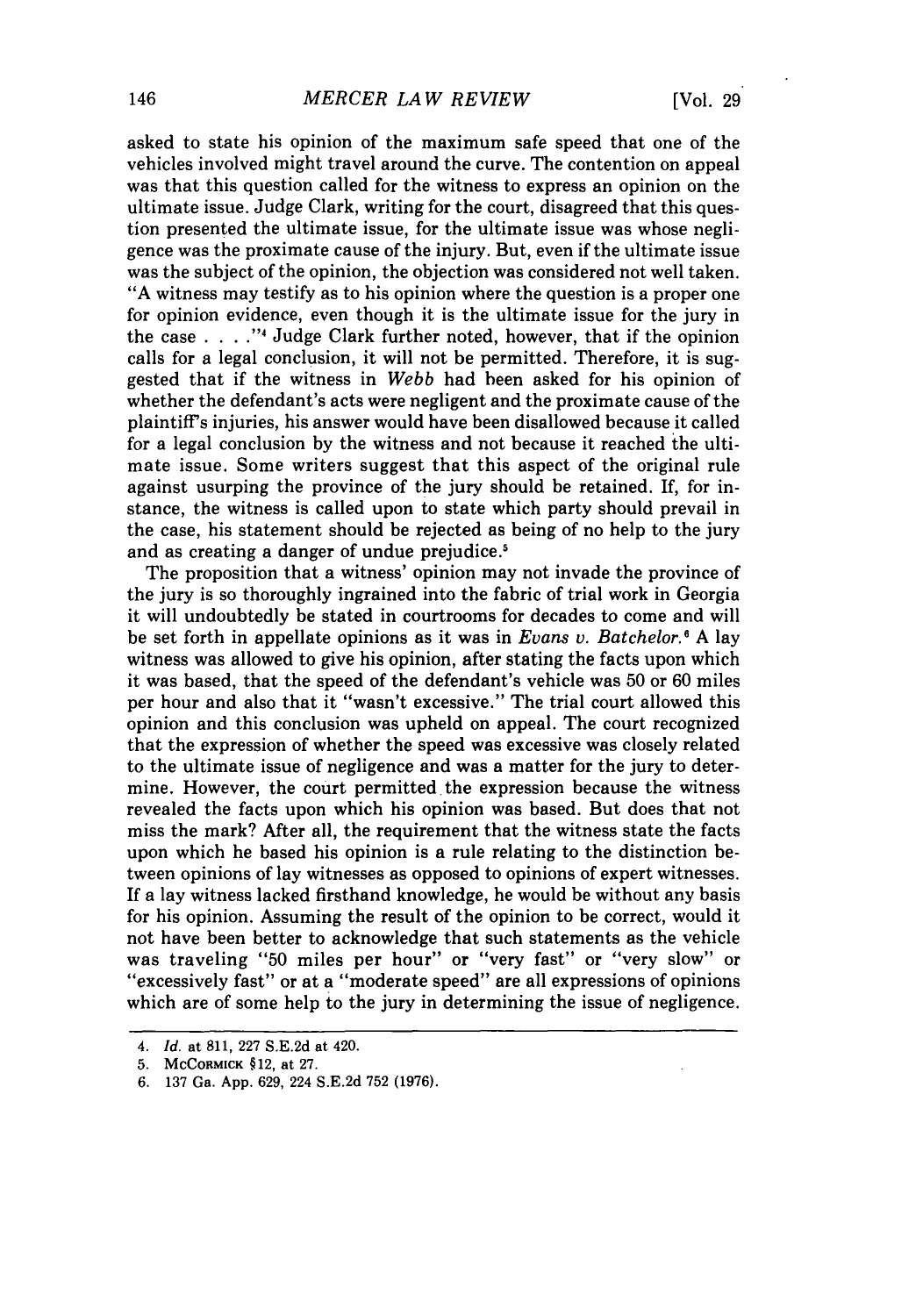asked to state his opinion of the maximum safe speed that one of the vehicles involved might travel around the curve. The contention on appeal was that this question called for the witness to express an opinion on the ultimate issue. Judge Clark, writing for the court, disagreed that this question presented the ultimate issue, for the ultimate issue was whose negligence was the proximate cause of the injury. But, even if the ultimate issue was the subject of the opinion, the objection was considered not well taken. "A witness may testify as to his opinion where the question is a proper one for opinion evidence, even though it is the ultimate issue for the jury in the case . . . ."[4] Judge Clark further noted, however, that if the opinion calls for a legal conclusion, it will not be permitted. Therefore, it is suggested that if the witness in *Webb* had been asked for his opinion of whether the defendant's acts were negligent and the proximate cause of the plaintiff's injuries, his answer would have been disallowed because it called for a legal conclusion by the witness and not because it reached the ultimate issue. Some writers suggest that this aspect of the original rule against usurping the province of the jury should be retained. If, for instance, the witness is called upon to state which party should prevail in the case, his statement should be rejected as being of no help to the jury and as creating a danger of undue prejudice.[5]

The proposition that a witness' opinion may not invade the province of the jury is so thoroughly ingrained into the fabric of trial work in Georgia it will undoubtedly be stated in courtrooms for decades to come and will be set forth in appellate opinions as it was in *Evans v. Batchelor.*[6] A lay witness was allowed to give his opinion, after stating the facts upon which it was based, that the speed of the defendant's vehicle was 50 or 60 miles per hour and also that it "wasn't excessive." The trial court allowed this opinion and this conclusion was upheld on appeal. The court recognized that the expression of whether the speed was excessive was closely related to the ultimate issue of negligence and was a matter for the jury to determine. However, the court permitted the expression because the witness revealed the facts upon which his opinion was based. But does that not miss the mark? After all, the requirement that the witness state the facts upon which he based his opinion is a rule relating to the distinction between opinions of lay witnesses as opposed to opinions of expert witnesses. If a lay witness lacked firsthand knowledge, he would be without any basis for his opinion. Assuming the result of the opinion to be correct, would it not have been better to acknowledge that such statements as the vehicle was traveling "50 miles per hour" or "very fast" or "very slow" or "excessively fast" or at a "moderate speed" are all expressions of opinions which are of some help to the jury in determining the issue of negligence.

---

4. *Id.* at 811, 227 S.E.2d at 420.

5. McCormick §12, at 27.

6. 137 Ga. App. 629, 224 S.E.2d 752 (1976).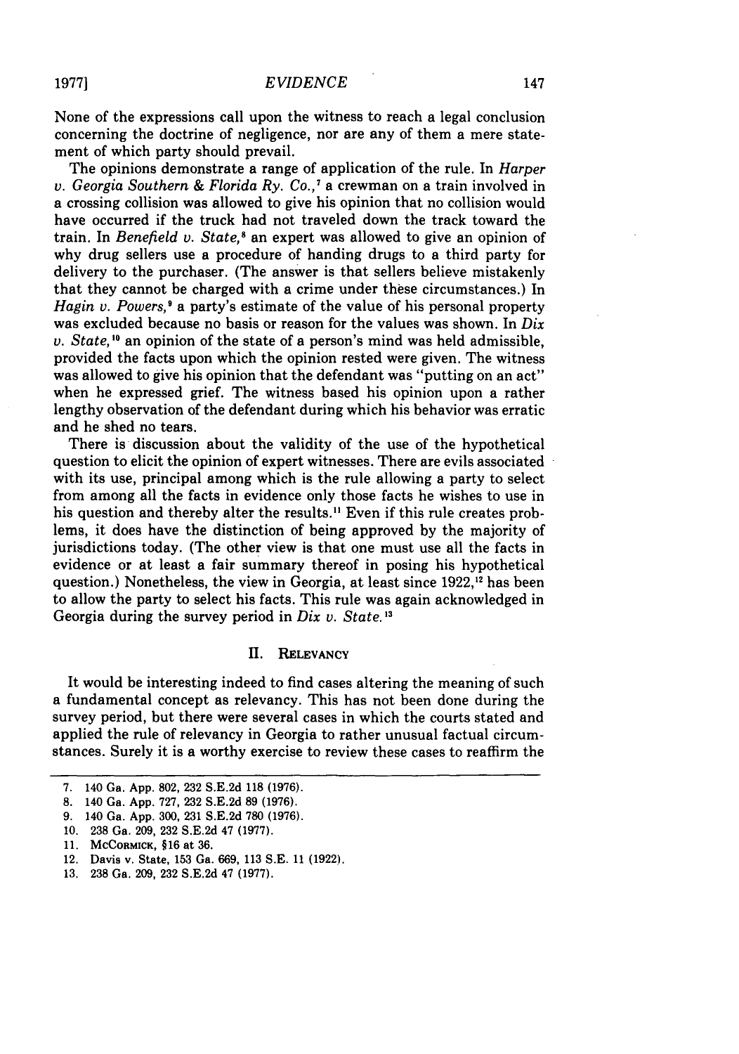None of the expressions call upon the witness to reach a legal conclusion concerning the doctrine of negligence, nor are any of them a mere statement of which party should prevail.

The opinions demonstrate a range of application of the rule. In *Harper v. Georgia Southern & Florida Ry. Co.,*[7] a crewman on a train involved in a crossing collision was allowed to give his opinion that no collision would have occurred if the truck had not traveled down the track toward the train. In *Benefield v. State,*[8] an expert was allowed to give an opinion of why drug sellers use a procedure of handing drugs to a third party for delivery to the purchaser. (The answer is that sellers believe mistakenly that they cannot be charged with a crime under these circumstances.) In *Hagin v. Powers,*[9] a party's estimate of the value of his personal property was excluded because no basis or reason for the values was shown. In *Dix v. State,*[10] an opinion of the state of a person's mind was held admissible, provided the facts upon which the opinion rested were given. The witness was allowed to give his opinion that the defendant was "putting on an act" when he expressed grief. The witness based his opinion upon a rather lengthy observation of the defendant during which his behavior was erratic and he shed no tears.

There is discussion about the validity of the use of the hypothetical question to elicit the opinion of expert witnesses. There are evils associated with its use, principal among which is the rule allowing a party to select from among all the facts in evidence only those facts he wishes to use in his question and thereby alter the results.[11] Even if this rule creates problems, it does have the distinction of being approved by the majority of jurisdictions today. (The other view is that one must use all the facts in evidence or at least a fair summary thereof in posing his hypothetical question.) Nonetheless, the view in Georgia, at least since 1922,[12] has been to allow the party to select his facts. This rule was again acknowledged in Georgia during the survey period in *Dix v. State.*[13]

## II. Relevancy

It would be interesting indeed to find cases altering the meaning of such a fundamental concept as relevancy. This has not been done during the survey period, but there were several cases in which the courts stated and applied the rule of relevancy in Georgia to rather unusual factual circumstances. Surely it is a worthy exercise to review these cases to reaffirm the

---

7. 140 Ga. App. 802, 232 S.E.2d 118 (1976).
8. 140 Ga. App. 727, 232 S.E.2d 89 (1976).
9. 140 Ga. App. 300, 231 S.E.2d 780 (1976).
10. 238 Ga. 209, 232 S.E.2d 47 (1977).
11. McCormick, §16 at 36.
12. Davis v. State, 153 Ga. 669, 113 S.E. 11 (1922).
13. 238 Ga. 209, 232 S.E.2d 47 (1977).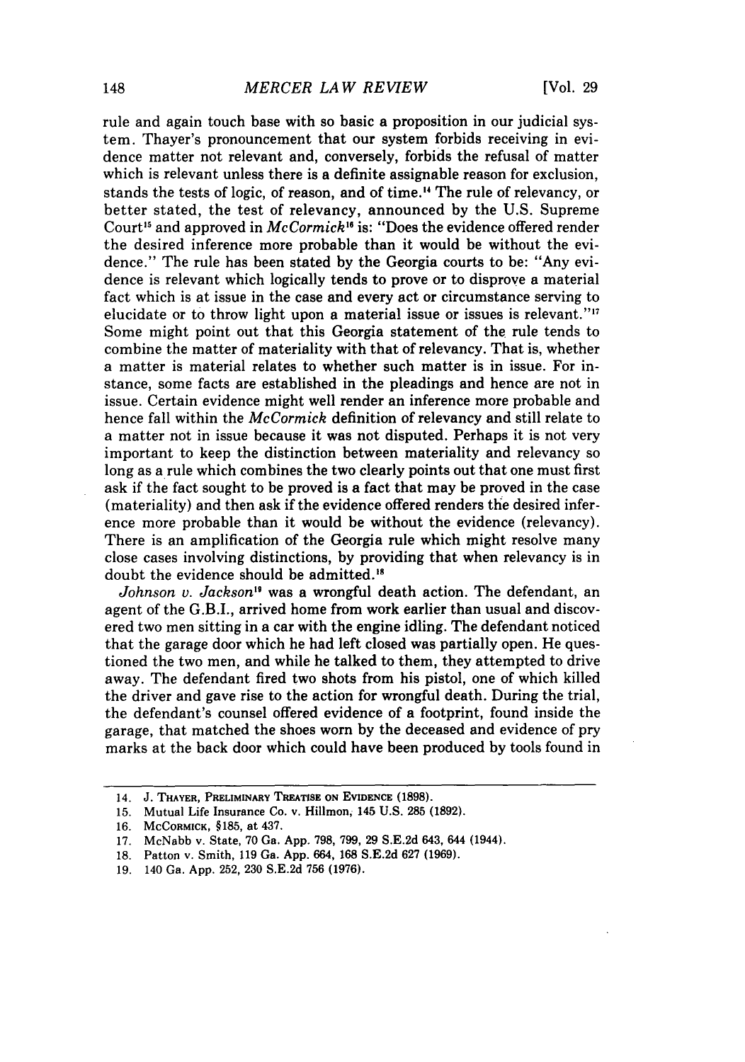rule and again touch base with so basic a proposition in our judicial system. Thayer's pronouncement that our system forbids receiving in evidence matter not relevant and, conversely, forbids the refusal of matter which is relevant unless there is a definite assignable reason for exclusion, stands the tests of logic, of reason, and of time.[14] The rule of relevancy, or better stated, the test of relevancy, announced by the U.S. Supreme Court[15] and approved in *McCormick*[16] is: "Does the evidence offered render the desired inference more probable than it would be without the evidence." The rule has been stated by the Georgia courts to be: "Any evidence is relevant which logically tends to prove or to disprove a material fact which is at issue in the case and every act or circumstance serving to elucidate or to throw light upon a material issue or issues is relevant."[17] Some might point out that this Georgia statement of the rule tends to combine the matter of materiality with that of relevancy. That is, whether a matter is material relates to whether such matter is in issue. For instance, some facts are established in the pleadings and hence are not in issue. Certain evidence might well render an inference more probable and hence fall within the *McCormick* definition of relevancy and still relate to a matter not in issue because it was not disputed. Perhaps it is not very important to keep the distinction between materiality and relevancy so long as a rule which combines the two clearly points out that one must first ask if the fact sought to be proved is a fact that may be proved in the case (materiality) and then ask if the evidence offered renders the desired inference more probable than it would be without the evidence (relevancy). There is an amplification of the Georgia rule which might resolve many close cases involving distinctions, by providing that when relevancy is in doubt the evidence should be admitted.[18]

*Johnson v. Jackson*[19] was a wrongful death action. The defendant, an agent of the G.B.I., arrived home from work earlier than usual and discovered two men sitting in a car with the engine idling. The defendant noticed that the garage door which he had left closed was partially open. He questioned the two men, and while he talked to them, they attempted to drive away. The defendant fired two shots from his pistol, one of which killed the driver and gave rise to the action for wrongful death. During the trial, the defendant's counsel offered evidence of a footprint, found inside the garage, that matched the shoes worn by the deceased and evidence of pry marks at the back door which could have been produced by tools found in

---

14. J. THAYER, PRELIMINARY TREATISE ON EVIDENCE (1898).
15. Mutual Life Insurance Co. v. Hillmon, 145 U.S. 285 (1892).
16. MCCORMICK, §185, at 437.
17. McNabb v. State, 70 Ga. App. 798, 799, 29 S.E.2d 643, 644 (1944).
18. Patton v. Smith, 119 Ga. App. 664, 168 S.E.2d 627 (1969).
19. 140 Ga. App. 252, 230 S.E.2d 756 (1976).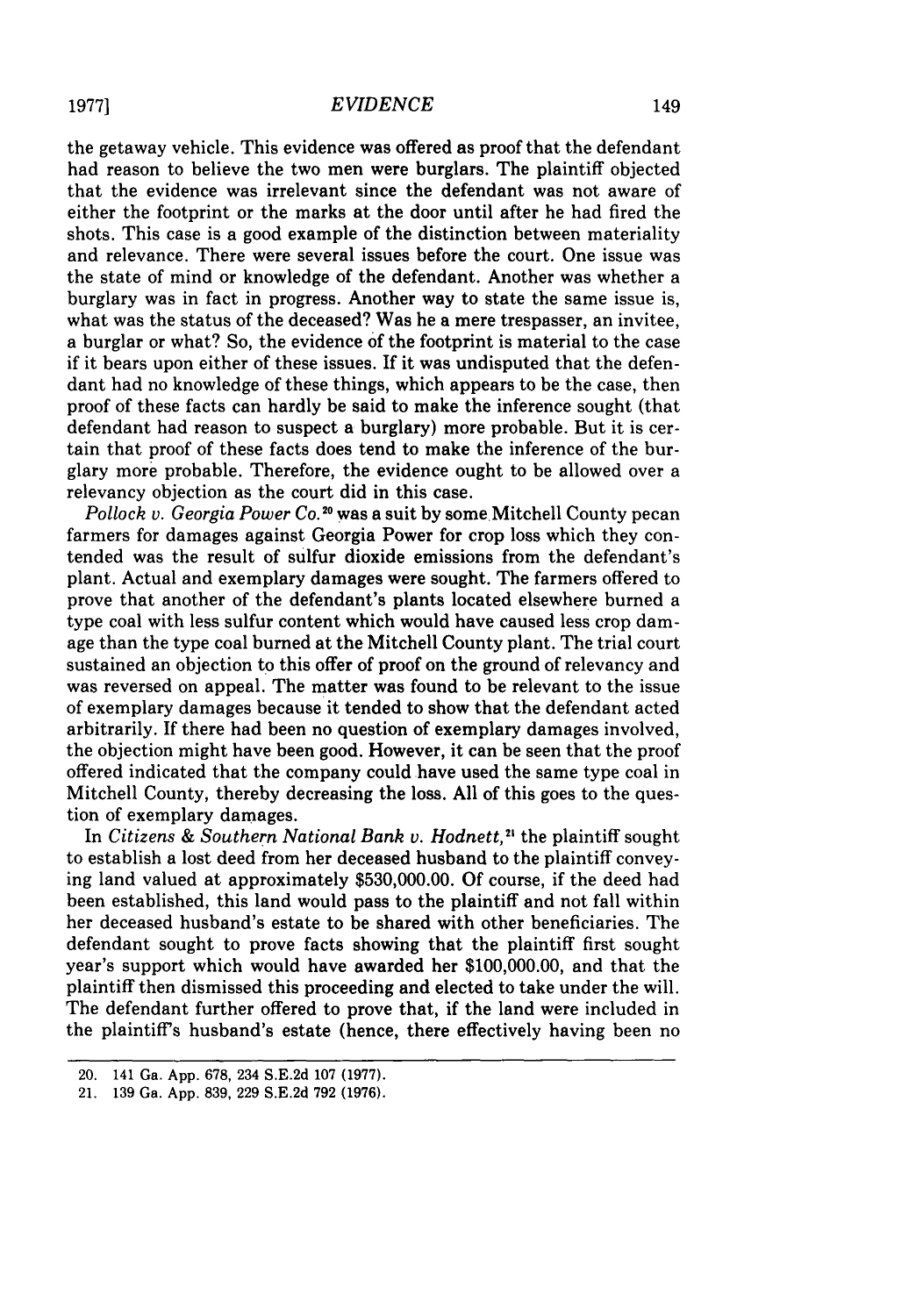the getaway vehicle. This evidence was offered as proof that the defendant had reason to believe the two men were burglars. The plaintiff objected that the evidence was irrelevant since the defendant was not aware of either the footprint or the marks at the door until after he had fired the shots. This case is a good example of the distinction between materiality and relevance. There were several issues before the court. One issue was the state of mind or knowledge of the defendant. Another was whether a burglary was in fact in progress. Another way to state the same issue is, what was the status of the deceased? Was he a mere trespasser, an invitee, a burglar or what? So, the evidence of the footprint is material to the case if it bears upon either of these issues. If it was undisputed that the defendant had no knowledge of these things, which appears to be the case, then proof of these facts can hardly be said to make the inference sought (that defendant had reason to suspect a burglary) more probable. But it is certain that proof of these facts does tend to make the inference of the burglary more probable. Therefore, the evidence ought to be allowed over a relevancy objection as the court did in this case.

*Pollock v. Georgia Power Co.*[20] was a suit by some Mitchell County pecan farmers for damages against Georgia Power for crop loss which they contended was the result of sulfur dioxide emissions from the defendant's plant. Actual and exemplary damages were sought. The farmers offered to prove that another of the defendant's plants located elsewhere burned a type coal with less sulfur content which would have caused less crop damage than the type coal burned at the Mitchell County plant. The trial court sustained an objection to this offer of proof on the ground of relevancy and was reversed on appeal. The matter was found to be relevant to the issue of exemplary damages because it tended to show that the defendant acted arbitrarily. If there had been no question of exemplary damages involved, the objection might have been good. However, it can be seen that the proof offered indicated that the company could have used the same type coal in Mitchell County, thereby decreasing the loss. All of this goes to the question of exemplary damages.

In *Citizens & Southern National Bank v. Hodnett*,[21] the plaintiff sought to establish a lost deed from her deceased husband to the plaintiff conveying land valued at approximately $530,000.00. Of course, if the deed had been established, this land would pass to the plaintiff and not fall within her deceased husband's estate to be shared with other beneficiaries. The defendant sought to prove facts showing that the plaintiff first sought year's support which would have awarded her $100,000.00, and that the plaintiff then dismissed this proceeding and elected to take under the will. The defendant further offered to prove that, if the land were included in the plaintiff's husband's estate (hence, there effectively having been no

---

20. 141 Ga. App. 678, 234 S.E.2d 107 (1977).

21. 139 Ga. App. 839, 229 S.E.2d 792 (1976).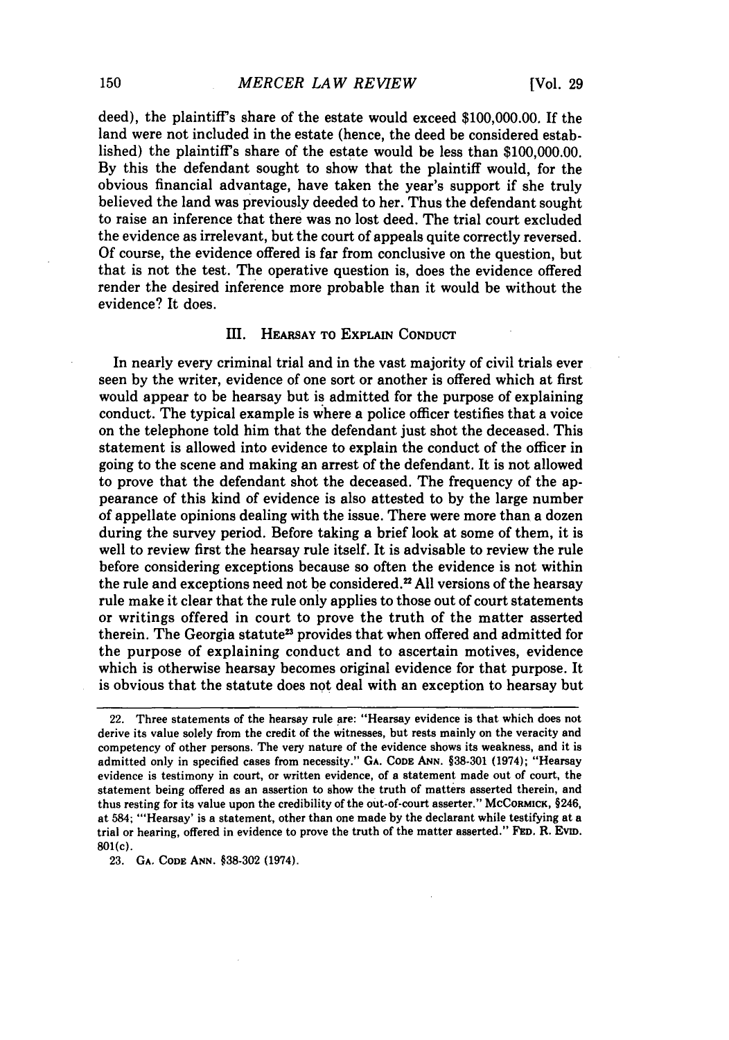deed), the plaintiff's share of the estate would exceed $100,000.00. If the land were not included in the estate (hence, the deed be considered established) the plaintiff's share of the estate would be less than $100,000.00. By this the defendant sought to show that the plaintiff would, for the obvious financial advantage, have taken the year's support if she truly believed the land was previously deeded to her. Thus the defendant sought to raise an inference that there was no lost deed. The trial court excluded the evidence as irrelevant, but the court of appeals quite correctly reversed. Of course, the evidence offered is far from conclusive on the question, but that is not the test. The operative question is, does the evidence offered render the desired inference more probable than it would be without the evidence? It does.

## III. Hearsay to Explain Conduct

In nearly every criminal trial and in the vast majority of civil trials ever seen by the writer, evidence of one sort or another is offered which at first would appear to be hearsay but is admitted for the purpose of explaining conduct. The typical example is where a police officer testifies that a voice on the telephone told him that the defendant just shot the deceased. This statement is allowed into evidence to explain the conduct of the officer in going to the scene and making an arrest of the defendant. It is not allowed to prove that the defendant shot the deceased. The frequency of the appearance of this kind of evidence is also attested to by the large number of appellate opinions dealing with the issue. There were more than a dozen during the survey period. Before taking a brief look at some of them, it is well to review first the hearsay rule itself. It is advisable to review the rule before considering exceptions because so often the evidence is not within the rule and exceptions need not be considered.[22] All versions of the hearsay rule make it clear that the rule only applies to those out of court statements or writings offered in court to prove the truth of the matter asserted therein. The Georgia statute[23] provides that when offered and admitted for the purpose of explaining conduct and to ascertain motives, evidence which is otherwise hearsay becomes original evidence for that purpose. It is obvious that the statute does not deal with an exception to hearsay but

---

22. Three statements of the hearsay rule are: "Hearsay evidence is that which does not derive its value solely from the credit of the witnesses, but rests mainly on the veracity and competency of other persons. The very nature of the evidence shows its weakness, and it is admitted only in specified cases from necessity." Ga. Code Ann. §38-301 (1974); "Hearsay evidence is testimony in court, or written evidence, of a statement made out of court, the statement being offered as an assertion to show the truth of matters asserted therein, and thus resting for its value upon the credibility of the out-of-court asserter." McCormick, §246, at 584; "'Hearsay' is a statement, other than one made by the declarant while testifying at a trial or hearing, offered in evidence to prove the truth of the matter asserted." Fed. R. Evid. 801(c).

23. Ga. Code Ann. §38-302 (1974).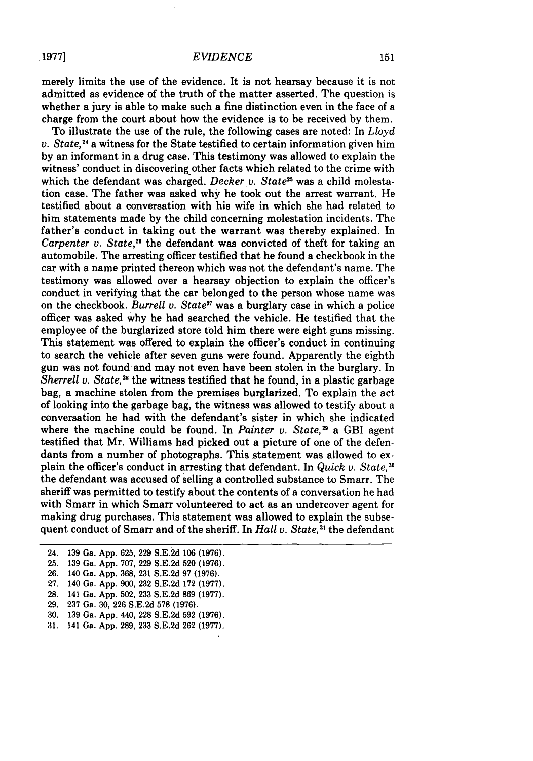merely limits the use of the evidence. It is not hearsay because it is not admitted as evidence of the truth of the matter asserted. The question is whether a jury is able to make such a fine distinction even in the face of a charge from the court about how the evidence is to be received by them.

To illustrate the use of the rule, the following cases are noted: In *Lloyd v. State*,[24] a witness for the State testified to certain information given him by an informant in a drug case. This testimony was allowed to explain the witness' conduct in discovering other facts which related to the crime with which the defendant was charged. *Decker v. State*[25] was a child molestation case. The father was asked why he took out the arrest warrant. He testified about a conversation with his wife in which she had related to him statements made by the child concerning molestation incidents. The father's conduct in taking out the warrant was thereby explained. In *Carpenter v. State*,[26] the defendant was convicted of theft for taking an automobile. The arresting officer testified that he found a checkbook in the car with a name printed thereon which was not the defendant's name. The testimony was allowed over a hearsay objection to explain the officer's conduct in verifying that the car belonged to the person whose name was on the checkbook. *Burrell v. State*[27] was a burglary case in which a police officer was asked why he had searched the vehicle. He testified that the employee of the burglarized store told him there were eight guns missing. This statement was offered to explain the officer's conduct in continuing to search the vehicle after seven guns were found. Apparently the eighth gun was not found and may not even have been stolen in the burglary. In *Sherrell v. State*,[28] the witness testified that he found, in a plastic garbage bag, a machine stolen from the premises burglarized. To explain the act of looking into the garbage bag, the witness was allowed to testify about a conversation he had with the defendant's sister in which she indicated where the machine could be found. In *Painter v. State*,[29] a GBI agent testified that Mr. Williams had picked out a picture of one of the defendants from a number of photographs. This statement was allowed to explain the officer's conduct in arresting that defendant. In *Quick v. State*,[30] the defendant was accused of selling a controlled substance to Smarr. The sheriff was permitted to testify about the contents of a conversation he had with Smarr in which Smarr volunteered to act as an undercover agent for making drug purchases. This statement was allowed to explain the subsequent conduct of Smarr and of the sheriff. In *Hall v. State*,[31] the defendant

---

24. 139 Ga. App. 625, 229 S.E.2d 106 (1976).
25. 139 Ga. App. 707, 229 S.E.2d 520 (1976).
26. 140 Ga. App. 368, 231 S.E.2d 97 (1976).
27. 140 Ga. App. 900, 232 S.E.2d 172 (1977).
28. 141 Ga. App. 502, 233 S.E.2d 869 (1977).
29. 237 Ga. 30, 226 S.E.2d 578 (1976).
30. 139 Ga. App. 440, 228 S.E.2d 592 (1976).
31. 141 Ga. App. 289, 233 S.E.2d 262 (1977).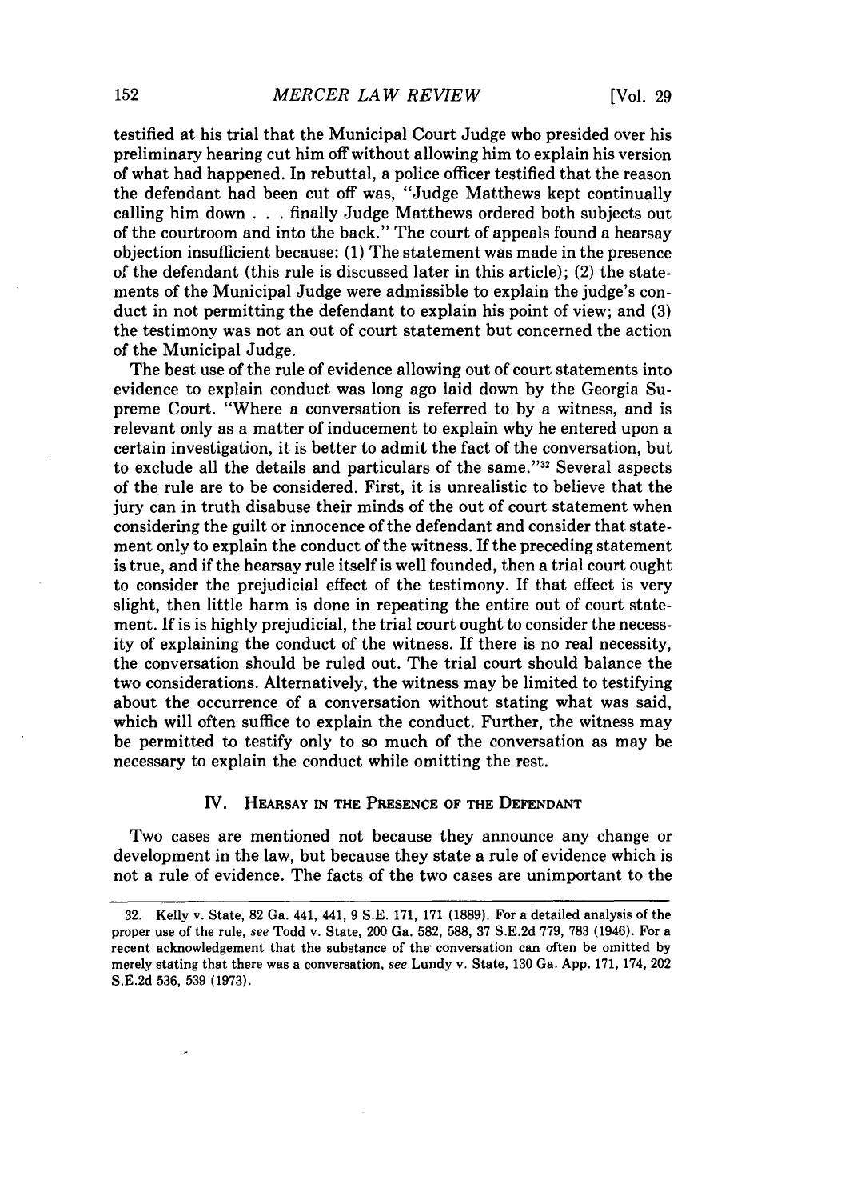testified at his trial that the Municipal Court Judge who presided over his preliminary hearing cut him off without allowing him to explain his version of what had happened. In rebuttal, a police officer testified that the reason the defendant had been cut off was, "Judge Matthews kept continually calling him down . . . finally Judge Matthews ordered both subjects out of the courtroom and into the back." The court of appeals found a hearsay objection insufficient because: (1) The statement was made in the presence of the defendant (this rule is discussed later in this article); (2) the statements of the Municipal Judge were admissible to explain the judge's conduct in not permitting the defendant to explain his point of view; and (3) the testimony was not an out of court statement but concerned the action of the Municipal Judge.

The best use of the rule of evidence allowing out of court statements into evidence to explain conduct was long ago laid down by the Georgia Supreme Court. "Where a conversation is referred to by a witness, and is relevant only as a matter of inducement to explain why he entered upon a certain investigation, it is better to admit the fact of the conversation, but to exclude all the details and particulars of the same."[32] Several aspects of the rule are to be considered. First, it is unrealistic to believe that the jury can in truth disabuse their minds of the out of court statement when considering the guilt or innocence of the defendant and consider that statement only to explain the conduct of the witness. If the preceding statement is true, and if the hearsay rule itself is well founded, then a trial court ought to consider the prejudicial effect of the testimony. If that effect is very slight, then little harm is done in repeating the entire out of court statement. If is is highly prejudicial, the trial court ought to consider the necessity of explaining the conduct of the witness. If there is no real necessity, the conversation should be ruled out. The trial court should balance the two considerations. Alternatively, the witness may be limited to testifying about the occurrence of a conversation without stating what was said, which will often suffice to explain the conduct. Further, the witness may be permitted to testify only to so much of the conversation as may be necessary to explain the conduct while omitting the rest.

## IV. Hearsay in the Presence of the Defendant

Two cases are mentioned not because they announce any change or development in the law, but because they state a rule of evidence which is not a rule of evidence. The facts of the two cases are unimportant to the

32. Kelly v. State, 82 Ga. 441, 441, 9 S.E. 171, 171 (1889). For a detailed analysis of the proper use of the rule, *see* Todd v. State, 200 Ga. 582, 588, 37 S.E.2d 779, 783 (1946). For a recent acknowledgement that the substance of the conversation can often be omitted by merely stating that there was a conversation, *see* Lundy v. State, 130 Ga. App. 171, 174, 202 S.E.2d 536, 539 (1973).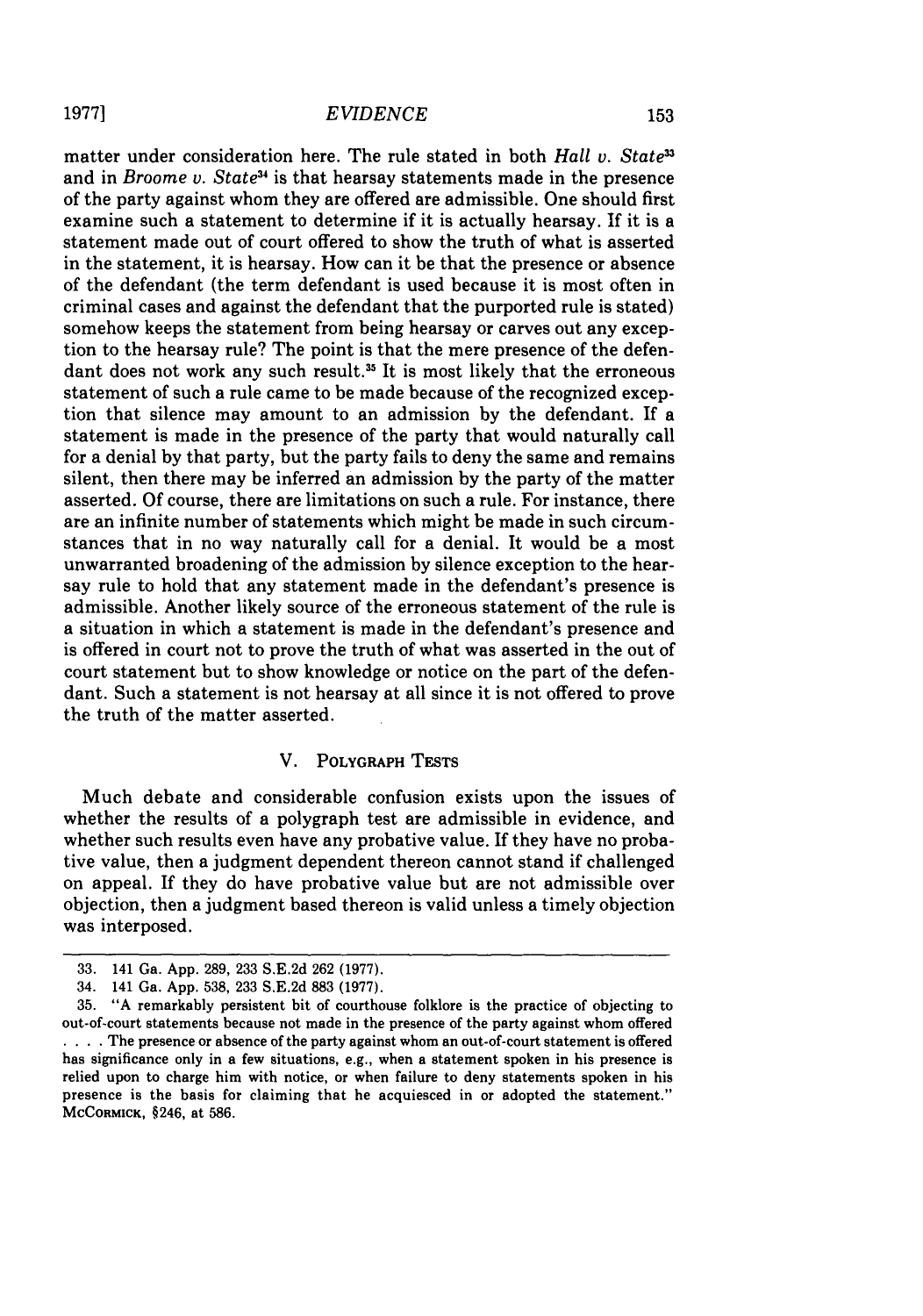matter under consideration here. The rule stated in both *Hall v. State*[33] and in *Broome v. State*[34] is that hearsay statements made in the presence of the party against whom they are offered are admissible. One should first examine such a statement to determine if it is actually hearsay. If it is a statement made out of court offered to show the truth of what is asserted in the statement, it is hearsay. How can it be that the presence or absence of the defendant (the term defendant is used because it is most often in criminal cases and against the defendant that the purported rule is stated) somehow keeps the statement from being hearsay or carves out any exception to the hearsay rule? The point is that the mere presence of the defendant does not work any such result.[35] It is most likely that the erroneous statement of such a rule came to be made because of the recognized exception that silence may amount to an admission by the defendant. If a statement is made in the presence of the party that would naturally call for a denial by that party, but the party fails to deny the same and remains silent, then there may be inferred an admission by the party of the matter asserted. Of course, there are limitations on such a rule. For instance, there are an infinite number of statements which might be made in such circumstances that in no way naturally call for a denial. It would be a most unwarranted broadening of the admission by silence exception to the hearsay rule to hold that any statement made in the defendant's presence is admissible. Another likely source of the erroneous statement of the rule is a situation in which a statement is made in the defendant's presence and is offered in court not to prove the truth of what was asserted in the out of court statement but to show knowledge or notice on the part of the defendant. Such a statement is not hearsay at all since it is not offered to prove the truth of the matter asserted.

## V. Polygraph Tests

Much debate and considerable confusion exists upon the issues of whether the results of a polygraph test are admissible in evidence, and whether such results even have any probative value. If they have no probative value, then a judgment dependent thereon cannot stand if challenged on appeal. If they do have probative value but are not admissible over objection, then a judgment based thereon is valid unless a timely objection was interposed.

---

33. 141 Ga. App. 289, 233 S.E.2d 262 (1977).

34. 141 Ga. App. 538, 233 S.E.2d 883 (1977).

35. "A remarkably persistent bit of courthouse folklore is the practice of objecting to out-of-court statements because not made in the presence of the party against whom offered . . . . The presence or absence of the party against whom an out-of-court statement is offered has significance only in a few situations, e.g., when a statement spoken in his presence is relied upon to charge him with notice, or when failure to deny statements spoken in his presence is the basis for claiming that he acquiesced in or adopted the statement." McCormick, §246, at 586.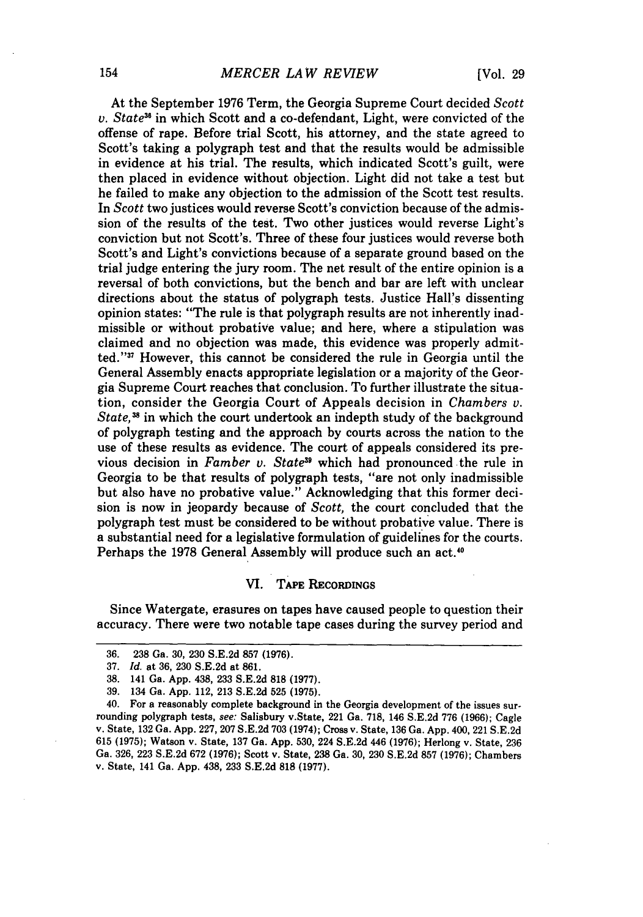At the September 1976 Term, the Georgia Supreme Court decided *Scott v. State*[36] in which Scott and a co-defendant, Light, were convicted of the offense of rape. Before trial Scott, his attorney, and the state agreed to Scott's taking a polygraph test and that the results would be admissible in evidence at his trial. The results, which indicated Scott's guilt, were then placed in evidence without objection. Light did not take a test but he failed to make any objection to the admission of the Scott test results. In *Scott* two justices would reverse Scott's conviction because of the admission of the results of the test. Two other justices would reverse Light's conviction but not Scott's. Three of these four justices would reverse both Scott's and Light's convictions because of a separate ground based on the trial judge entering the jury room. The net result of the entire opinion is a reversal of both convictions, but the bench and bar are left with unclear directions about the status of polygraph tests. Justice Hall's dissenting opinion states: "The rule is that polygraph results are not inherently inadmissible or without probative value; and here, where a stipulation was claimed and no objection was made, this evidence was properly admitted."[37] However, this cannot be considered the rule in Georgia until the General Assembly enacts appropriate legislation or a majority of the Georgia Supreme Court reaches that conclusion. To further illustrate the situation, consider the Georgia Court of Appeals decision in *Chambers v. State*,[38] in which the court undertook an indepth study of the background of polygraph testing and the approach by courts across the nation to the use of these results as evidence. The court of appeals considered its previous decision in *Famber v. State*[39] which had pronounced the rule in Georgia to be that results of polygraph tests, "are not only inadmissible but also have no probative value." Acknowledging that this former decision is now in jeopardy because of *Scott*, the court concluded that the polygraph test must be considered to be without probative value. There is a substantial need for a legislative formulation of guidelines for the courts. Perhaps the 1978 General Assembly will produce such an act.[40]

## VI. Tape Recordings

Since Watergate, erasures on tapes have caused people to question their accuracy. There were two notable tape cases during the survey period and

---

36. 238 Ga. 30, 230 S.E.2d 857 (1976).

37. *Id.* at 36, 230 S.E.2d at 861.

38. 141 Ga. App. 438, 233 S.E.2d 818 (1977).

39. 134 Ga. App. 112, 213 S.E.2d 525 (1975).

40. For a reasonably complete background in the Georgia development of the issues surrounding polygraph tests, *see:* Salisbury v.State, 221 Ga. 718, 146 S.E.2d 776 (1966); Cagle v. State, 132 Ga. App. 227, 207 S.E.2d 703 (1974); Cross v. State, 136 Ga. App. 400, 221 S.E.2d 615 (1975); Watson v. State, 137 Ga. App. 530, 224 S.E.2d 446 (1976); Herlong v. State, 236 Ga. 326, 223 S.E.2d 672 (1976); Scott v. State, 238 Ga. 30, 230 S.E.2d 857 (1976); Chambers v. State, 141 Ga. App. 438, 233 S.E.2d 818 (1977).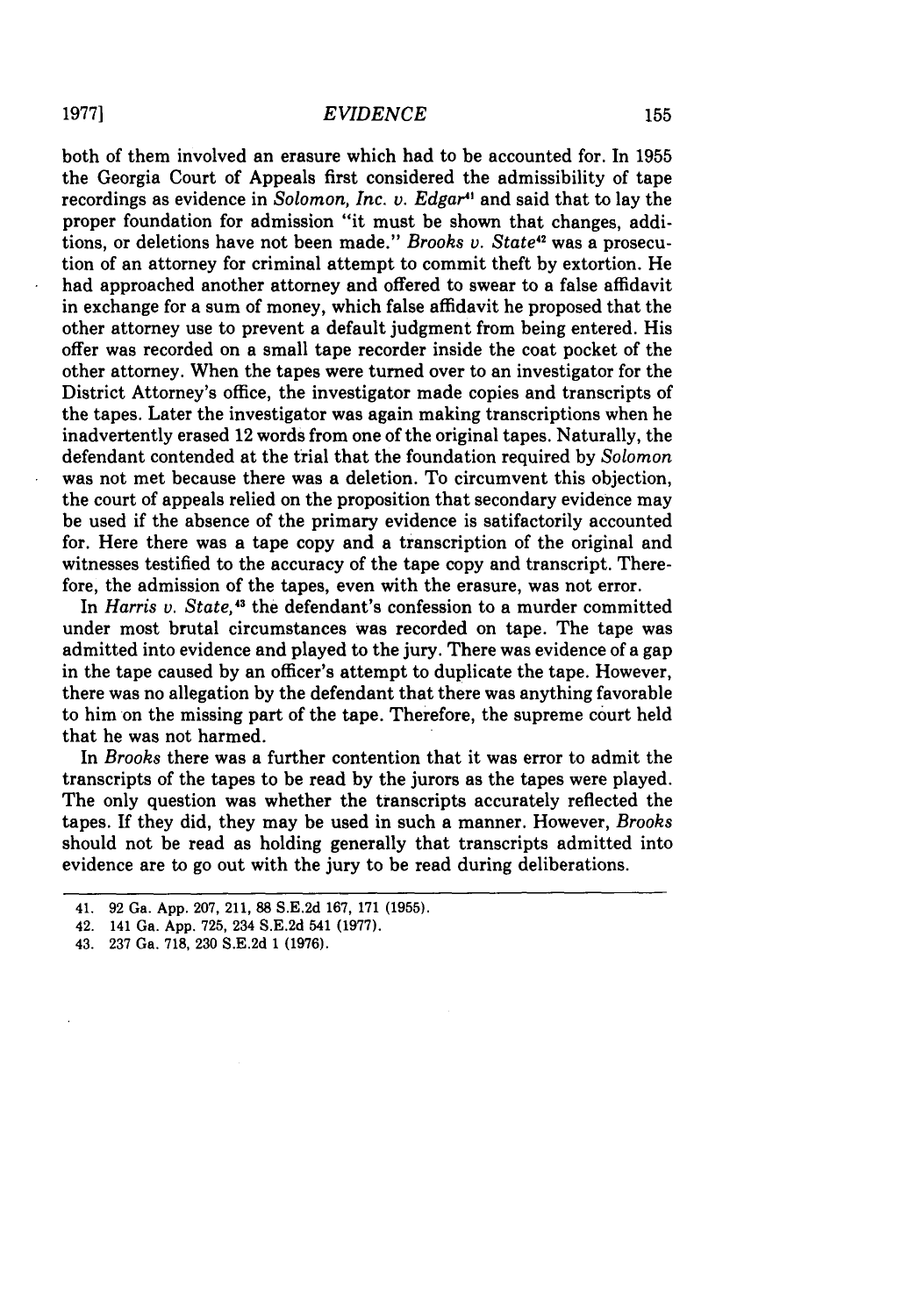both of them involved an erasure which had to be accounted for. In 1955 the Georgia Court of Appeals first considered the admissibility of tape recordings as evidence in *Solomon, Inc. v. Edgar*[41] and said that to lay the proper foundation for admission "it must be shown that changes, additions, or deletions have not been made." *Brooks v. State*[42] was a prosecution of an attorney for criminal attempt to commit theft by extortion. He had approached another attorney and offered to swear to a false affidavit in exchange for a sum of money, which false affidavit he proposed that the other attorney use to prevent a default judgment from being entered. His offer was recorded on a small tape recorder inside the coat pocket of the other attorney. When the tapes were turned over to an investigator for the District Attorney's office, the investigator made copies and transcripts of the tapes. Later the investigator was again making transcriptions when he inadvertently erased 12 words from one of the original tapes. Naturally, the defendant contended at the trial that the foundation required by *Solomon* was not met because there was a deletion. To circumvent this objection, the court of appeals relied on the proposition that secondary evidence may be used if the absence of the primary evidence is satifactorily accounted for. Here there was a tape copy and a transcription of the original and witnesses testified to the accuracy of the tape copy and transcript. Therefore, the admission of the tapes, even with the erasure, was not error.

In *Harris v. State*,[43] the defendant's confession to a murder committed under most brutal circumstances was recorded on tape. The tape was admitted into evidence and played to the jury. There was evidence of a gap in the tape caused by an officer's attempt to duplicate the tape. However, there was no allegation by the defendant that there was anything favorable to him on the missing part of the tape. Therefore, the supreme court held that he was not harmed.

In *Brooks* there was a further contention that it was error to admit the transcripts of the tapes to be read by the jurors as the tapes were played. The only question was whether the transcripts accurately reflected the tapes. If they did, they may be used in such a manner. However, *Brooks* should not be read as holding generally that transcripts admitted into evidence are to go out with the jury to be read during deliberations.

---

41. 92 Ga. App. 207, 211, 88 S.E.2d 167, 171 (1955).
42. 141 Ga. App. 725, 234 S.E.2d 541 (1977).
43. 237 Ga. 718, 230 S.E.2d 1 (1976).